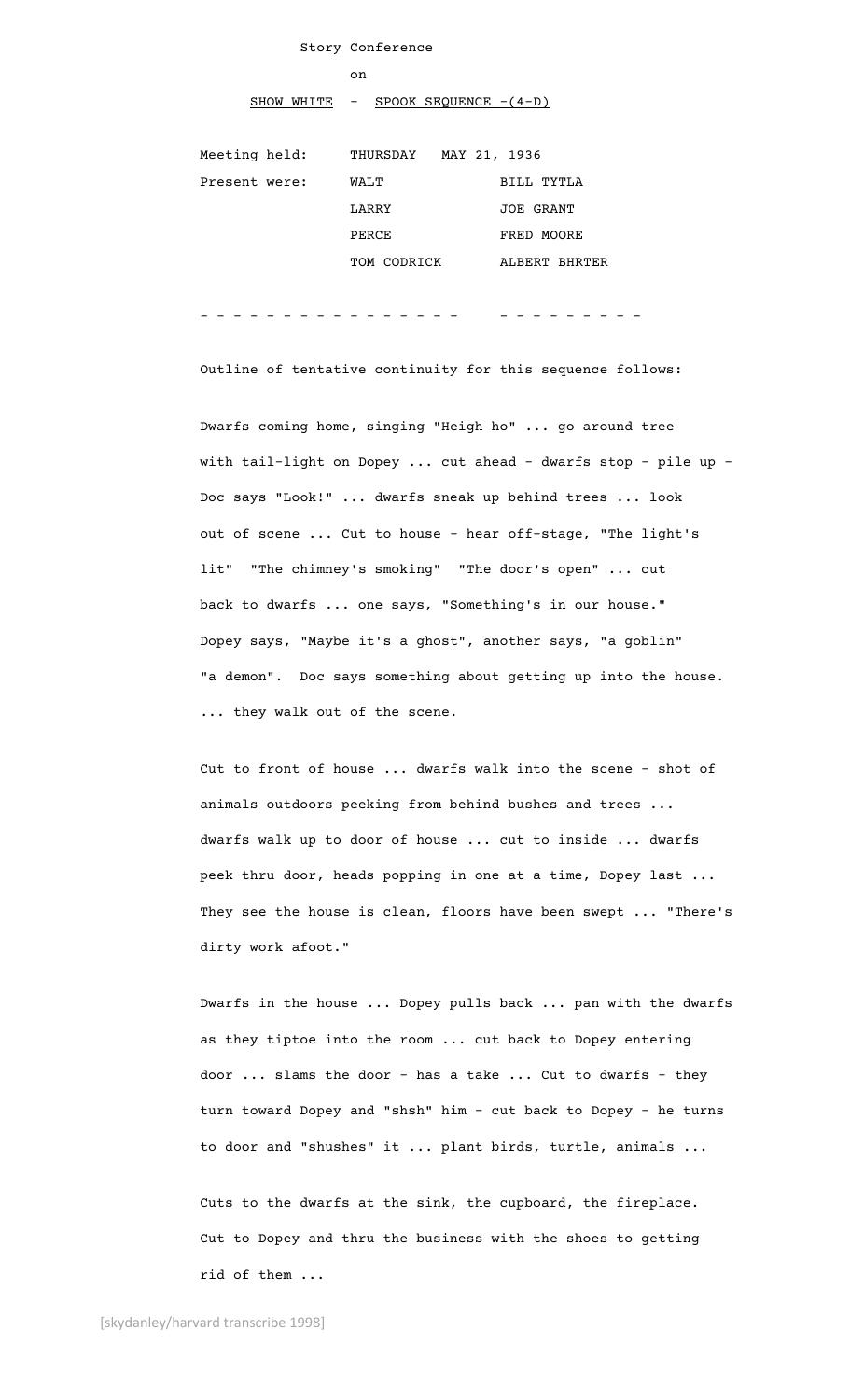Story Conference

on

SHOW WHITE - SPOOK SEQUENCE -(4-D)

| Meeting held: | THURSDAY MAY 21, 1936 | |
|---|---|---|
| Present were: | WALT | BILL TYTLA |
| | LARRY | JOE GRANT |
| | PERCE | FRED MOORE |
| | TOM CODRICK | ALBERT BHRTER |

- - - - - - - - - - - - - - - - - - - - - - - - -

Outline of tentative continuity for this sequence follows:

Dwarfs coming home, singing "Heigh ho" ... go around tree with tail-light on Dopey ... cut ahead - dwarfs stop - pile up - Doc says "Look!" ... dwarfs sneak up behind trees ... look out of scene ... Cut to house - hear off-stage, "The light's lit" "The chimney's smoking" "The door's open" ... cut back to dwarfs ... one says, "Something's in our house." Dopey says, "Maybe it's a ghost", another says, "a goblin" "a demon". Doc says something about getting up into the house. ... they walk out of the scene.

Cut to front of house ... dwarfs walk into the scene - shot of animals outdoors peeking from behind bushes and trees ... dwarfs walk up to door of house ... cut to inside ... dwarfs peek thru door, heads popping in one at a time, Dopey last ... They see the house is clean, floors have been swept ... "There's dirty work afoot."

Dwarfs in the house ... Dopey pulls back ... pan with the dwarfs as they tiptoe into the room ... cut back to Dopey entering door ... slams the door - has a take ... Cut to dwarfs - they turn toward Dopey and "shsh" him - cut back to Dopey - he turns to door and "shushes" it ... plant birds, turtle, animals ...

Cuts to the dwarfs at the sink, the cupboard, the fireplace. Cut to Dopey and thru the business with the shoes to getting rid of them ...

[skydanley/harvard transcribe 1998]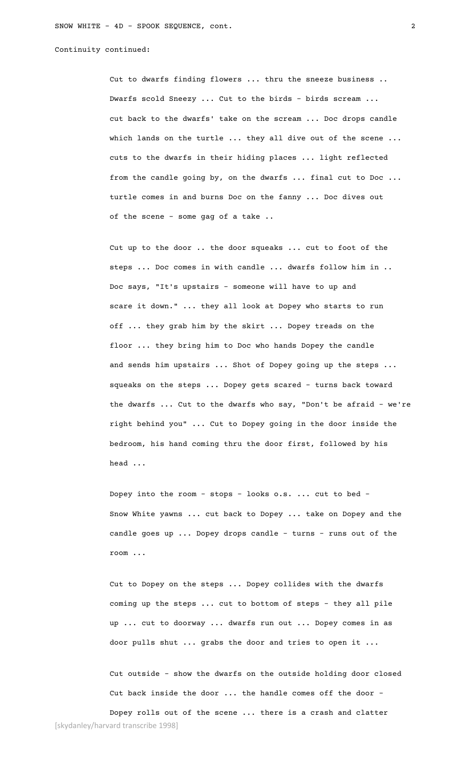Continuity continued:

Cut to dwarfs finding flowers ... thru the sneeze business .. Dwarfs scold Sneezy ... Cut to the birds - birds scream ... cut back to the dwarfs' take on the scream ... Doc drops candle which lands on the turtle ... they all dive out of the scene ... cuts to the dwarfs in their hiding places ... light reflected from the candle going by, on the dwarfs ... final cut to Doc ... turtle comes in and burns Doc on the fanny ... Doc dives out of the scene - some gag of a take ..

Cut up to the door .. the door squeaks ... cut to foot of the steps ... Doc comes in with candle ... dwarfs follow him in .. Doc says, "It's upstairs - someone will have to up and scare it down." ... they all look at Dopey who starts to run off ... they grab him by the skirt ... Dopey treads on the floor ... they bring him to Doc who hands Dopey the candle and sends him upstairs ... Shot of Dopey going up the steps ... squeaks on the steps ... Dopey gets scared - turns back toward the dwarfs ... Cut to the dwarfs who say, "Don't be afraid - we're right behind you" ... Cut to Dopey going in the door inside the bedroom, his hand coming thru the door first, followed by his head ...

Dopey into the room - stops - looks o.s. ... cut to bed - Snow White yawns ... cut back to Dopey ... take on Dopey and the candle goes up ... Dopey drops candle - turns - runs out of the room ...

Cut to Dopey on the steps ... Dopey collides with the dwarfs coming up the steps ... cut to bottom of steps - they all pile up ... cut to doorway ... dwarfs run out ... Dopey comes in as door pulls shut ... grabs the door and tries to open it ...

Cut outside - show the dwarfs on the outside holding door closed Cut back inside the door ... the handle comes off the door - Dopey rolls out of the scene ... there is a crash and clatter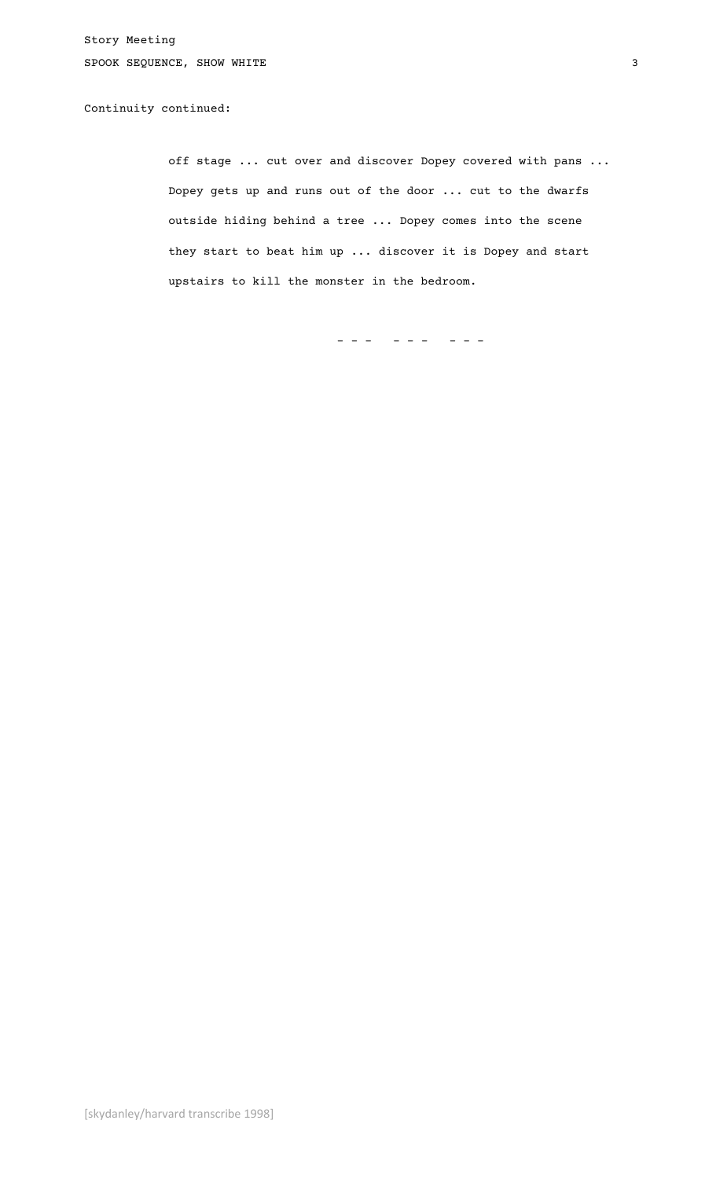Continuity continued:

off stage ... cut over and discover Dopey covered with pans ... Dopey gets up and runs out of the door ... cut to the dwarfs outside hiding behind a tree ... Dopey comes into the scene they start to beat him up ... discover it is Dopey and start upstairs to kill the monster in the bedroom.

\- - -   - - -   - - -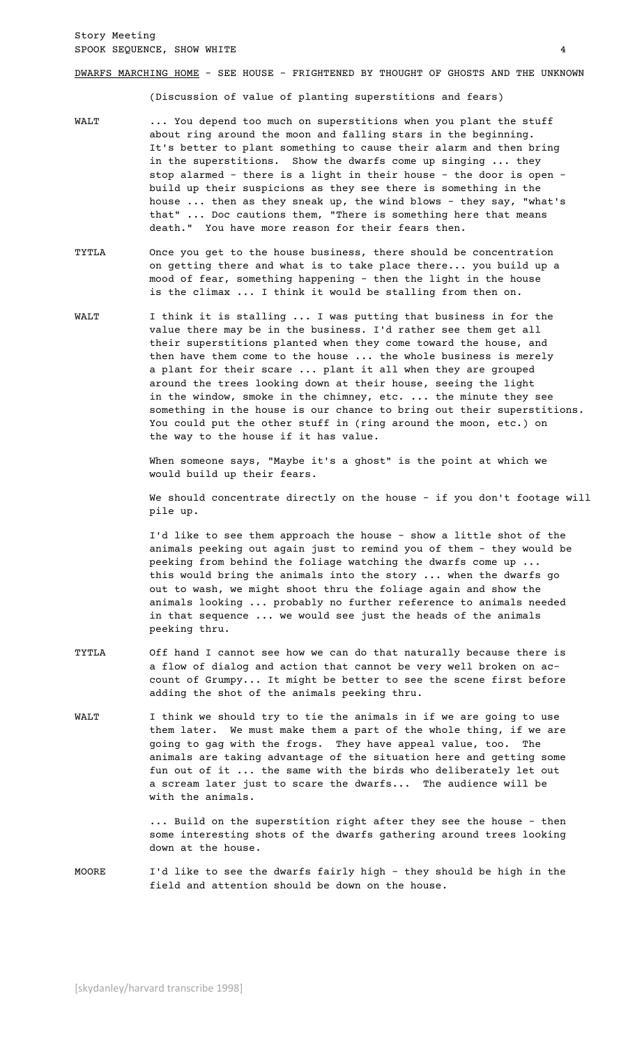DWARFS MARCHING HOME - SEE HOUSE - FRIGHTENED BY THOUGHT OF GHOSTS AND THE UNKNOWN

(Discussion of value of planting superstitions and fears)

**WALT** ... You depend too much on superstitions when you plant the stuff about ring around the moon and falling stars in the beginning. It's better to plant something to cause their alarm and then bring in the superstitions. Show the dwarfs come up singing ... they stop alarmed - there is a light in their house - the door is open - build up their suspicions as they see there is something in the house ... then as they sneak up, the wind blows - they say, "what's that" ... Doc cautions them, "There is something here that means death." You have more reason for their fears then.

**TYTLA** Once you get to the house business, there should be concentration on getting there and what is to take place there... you build up a mood of fear, something happening - then the light in the house is the climax ... I think it would be stalling from then on.

**WALT** I think it is stalling ... I was putting that business in for the value there may be in the business. I'd rather see them get all their superstitions planted when they come toward the house, and then have them come to the house ... the whole business is merely a plant for their scare ... plant it all when they are grouped around the trees looking down at their house, seeing the light in the window, smoke in the chimney, etc. ... the minute they see something in the house is our chance to bring out their superstitions. You could put the other stuff in (ring around the moon, etc.) on the way to the house if it has value.

When someone says, "Maybe it's a ghost" is the point at which we would build up their fears.

We should concentrate directly on the house - if you don't footage will pile up.

I'd like to see them approach the house - show a little shot of the animals peeking out again just to remind you of them - they would be peeking from behind the foliage watching the dwarfs come up ... this would bring the animals into the story ... when the dwarfs go out to wash, we might shoot thru the foliage again and show the animals looking ... probably no further reference to animals needed in that sequence ... we would see just the heads of the animals peeking thru.

**TYTLA** Off hand I cannot see how we can do that naturally because there is a flow of dialog and action that cannot be very well broken on account of Grumpy... It might be better to see the scene first before adding the shot of the animals peeking thru.

**WALT** I think we should try to tie the animals in if we are going to use them later. We must make them a part of the whole thing, if we are going to gag with the frogs. They have appeal value, too. The animals are taking advantage of the situation here and getting some fun out of it ... the same with the birds who deliberately let out a scream later just to scare the dwarfs... The audience will be with the animals.

... Build on the superstition right after they see the house - then some interesting shots of the dwarfs gathering around trees looking down at the house.

**MOORE** I'd like to see the dwarfs fairly high - they should be high in the field and attention should be down on the house.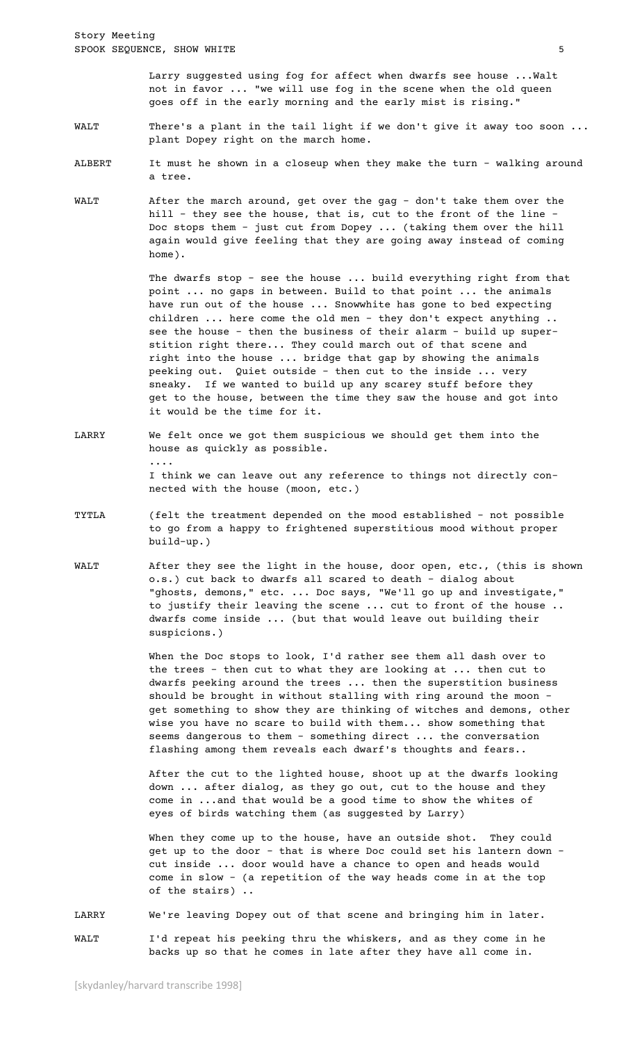Larry suggested using fog for affect when dwarfs see house ...Walt not in favor ... "we will use fog in the scene when the old queen goes off in the early morning and the early mist is rising."

**WALT** There's a plant in the tail light if we don't give it away too soon ... plant Dopey right on the march home.

**ALBERT** It must he shown in a closeup when they make the turn - walking around a tree.

**WALT** After the march around, get over the gag - don't take them over the hill - they see the house, that is, cut to the front of the line - Doc stops them - just cut from Dopey ... (taking them over the hill again would give feeling that they are going away instead of coming home).

The dwarfs stop - see the house ... build everything right from that point ... no gaps in between. Build to that point ... the animals have run out of the house ... Snowwhite has gone to bed expecting children ... here come the old men - they don't expect anything .. see the house - then the business of their alarm - build up superstition right there... They could march out of that scene and right into the house ... bridge that gap by showing the animals peeking out. Quiet outside - then cut to the inside ... very sneaky. If we wanted to build up any scarey stuff before they get to the house, between the time they saw the house and got into it would be the time for it.

**LARRY** We felt once we got them suspicious we should get them into the house as quickly as possible.

....

I think we can leave out any reference to things not directly connected with the house (moon, etc.)

**TYTLA** (felt the treatment depended on the mood established - not possible to go from a happy to frightened superstitious mood without proper build-up.)

**WALT** After they see the light in the house, door open, etc., (this is shown o.s.) cut back to dwarfs all scared to death - dialog about "ghosts, demons," etc. ... Doc says, "We'll go up and investigate," to justify their leaving the scene ... cut to front of the house .. dwarfs come inside ... (but that would leave out building their suspicions.)

When the Doc stops to look, I'd rather see them all dash over to the trees - then cut to what they are looking at ... then cut to dwarfs peeking around the trees ... then the superstition business should be brought in without stalling with ring around the moon - get something to show they are thinking of witches and demons, other wise you have no scare to build with them... show something that seems dangerous to them - something direct ... the conversation flashing among them reveals each dwarf's thoughts and fears..

After the cut to the lighted house, shoot up at the dwarfs looking down ... after dialog, as they go out, cut to the house and they come in ...and that would be a good time to show the whites of eyes of birds watching them (as suggested by Larry)

When they come up to the house, have an outside shot. They could get up to the door - that is where Doc could set his lantern down - cut inside ... door would have a chance to open and heads would come in slow - (a repetition of the way heads come in at the top of the stairs) ..

**LARRY** We're leaving Dopey out of that scene and bringing him in later.

**WALT** I'd repeat his peeking thru the whiskers, and as they come in he backs up so that he comes in late after they have all come in.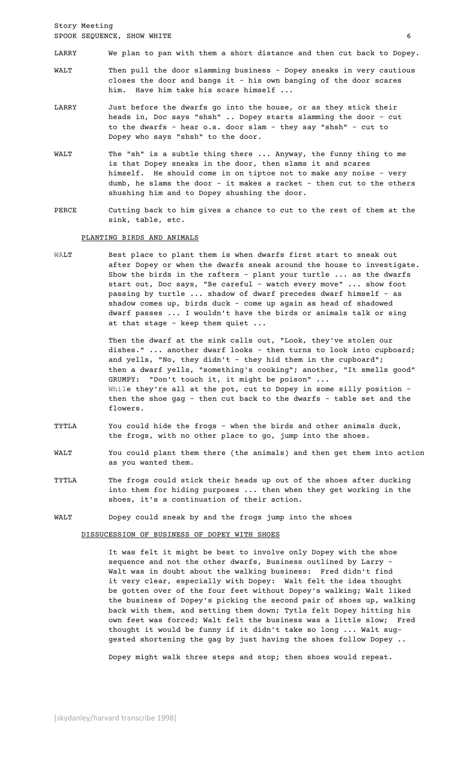LARRY We plan to pan with them a short distance and then cut back to Dopey.

WALT Then pull the door slamming business - Dopey sneaks in very cautious closes the door and bangs it - his own banging of the door scares him. Have him take his scare himself ...

LARRY Just before the dwarfs go into the house, or as they stick their heads in, Doc says "shsh" .. Dopey starts slamming the door - cut to the dwarfs - hear o.s. door slam - they say "shsh" - cut to Dopey who says "shsh" to the door.

WALT The "sh" is a subtle thing there ... Anyway, the funny thing to me is that Dopey sneaks in the door, then slams it and scares himself. He should come in on tiptoe not to make any noise - very dumb, he slams the door - it makes a racket - then cut to the others shushing him and to Dopey shushing the door.

PERCE Cutting back to him gives a chance to cut to the rest of them at the sink, table, etc.

PLANTING BIRDS AND ANIMALS

WALT Best place to plant them is when dwarfs first start to sneak out after Dopey or when the dwarfs sneak around the house to investigate. Show the birds in the rafters - plant your turtle ... as the dwarfs start out, Doc says, "Be careful - watch every move" ... show foot passing by turtle ... shadow of dwarf precedes dwarf himself - as shadow comes up, birds duck - come up again as head of shadowed dwarf passes ... I wouldn't have the birds or animals talk or sing at that stage - keep them quiet ...

Then the dwarf at the sink calls out, "Look, they've stolen our dishes." ... another dwarf looks - then turns to look into cupboard; and yells, "No, they didn't - they hid them in the cupboard"; then a dwarf yells, "something's cooking"; another, "It smells good" GRUMPY: "Don't touch it, it might be poison" ... While they're all at the pot, cut to Dopey in some silly position - then the shoe gag - then cut back to the dwarfs - table set and the flowers.

TYTLA You could hide the frogs - when the birds and other animals duck, the frogs, with no other place to go, jump into the shoes.

WALT You could plant them there (the animals) and then get them into action as you wanted them.

TYTLA The frogs could stick their heads up out of the shoes after ducking into them for hiding purposes ... then when they get working in the shoes, it's a continuation of their action.

WALT Dopey could sneak by and the frogs jump into the shoes

DISSUCESSION OF BUSINESS OF DOPEY WITH SHOES

It was felt it might be best to involve only Dopey with the shoe sequence and not the other dwarfs, Business outlined by Larry - Walt was in doubt about the walking business: Fred didn't find it very clear, especially with Dopey: Walt felt the idea thought be gotten over of the four feet without Dopey's walking; Walt liked the business of Dopey's picking the second pair of shoes up, walking back with them, and setting them down; Tytla felt Dopey hitting his own feet was forced; Walt felt the business was a little slow; Fred thought it would be funny if it didn't take so long ... Walt suggested shortening the gag by just having the shoes follow Dopey ..

Dopey might walk three steps and stop; then shoes would repeat.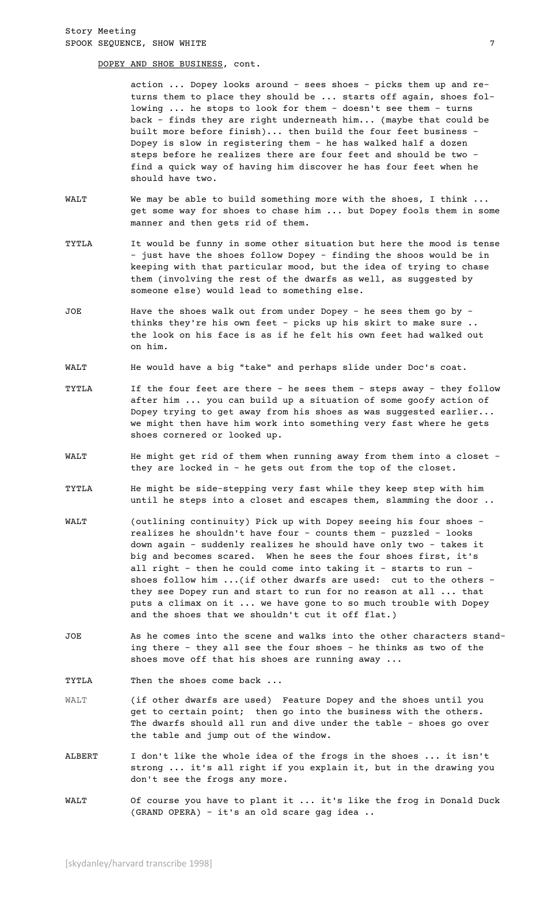DOPEY AND SHOE BUSINESS, cont.

action ... Dopey looks around - sees shoes - picks them up and returns them to place they should be ... starts off again, shoes following ... he stops to look for them - doesn't see them - turns back - finds they are right underneath him... (maybe that could be built more before finish)... then build the four feet business - Dopey is slow in registering them - he has walked half a dozen steps before he realizes there are four feet and should be two - find a quick way of having him discover he has four feet when he should have two.

**WALT** We may be able to build something more with the shoes, I think ... get some way for shoes to chase him ... but Dopey fools them in some manner and then gets rid of them.

**TYTLA** It would be funny in some other situation but here the mood is tense - just have the shoes follow Dopey - finding the shoos would be in keeping with that particular mood, but the idea of trying to chase them (involving the rest of the dwarfs as well, as suggested by someone else) would lead to something else.

**JOE** Have the shoes walk out from under Dopey - he sees them go by - thinks they're his own feet - picks up his skirt to make sure .. the look on his face is as if he felt his own feet had walked out on him.

**WALT** He would have a big "take" and perhaps slide under Doc's coat.

**TYTLA** If the four feet are there - he sees them - steps away - they follow after him ... you can build up a situation of some goofy action of Dopey trying to get away from his shoes as was suggested earlier... we might then have him work into something very fast where he gets shoes cornered or looked up.

**WALT** He might get rid of them when running away from them into a closet - they are locked in - he gets out from the top of the closet.

**TYTLA** He might be side-stepping very fast while they keep step with him until he steps into a closet and escapes them, slamming the door ..

**WALT** (outlining continuity) Pick up with Dopey seeing his four shoes - realizes he shouldn't have four - counts them - puzzled - looks down again - suddenly realizes he should have only two - takes it big and becomes scared. When he sees the four shoes first, it's all right - then he could come into taking it - starts to run - shoes follow him ...(if other dwarfs are used: cut to the others - they see Dopey run and start to run for no reason at all ... that puts a climax on it ... we have gone to so much trouble with Dopey and the shoes that we shouldn't cut it off flat.)

**JOE** As he comes into the scene and walks into the other characters standing there - they all see the four shoes - he thinks as two of the shoes move off that his shoes are running away ...

**TYTLA** Then the shoes come back ...

**WALT** (if other dwarfs are used) Feature Dopey and the shoes until you get to certain point; then go into the business with the others. The dwarfs should all run and dive under the table - shoes go over the table and jump out of the window.

**ALBERT** I don't like the whole idea of the frogs in the shoes ... it isn't strong ... it's all right if you explain it, but in the drawing you don't see the frogs any more.

**WALT** Of course you have to plant it ... it's like the frog in Donald Duck (GRAND OPERA) - it's an old scare gag idea ..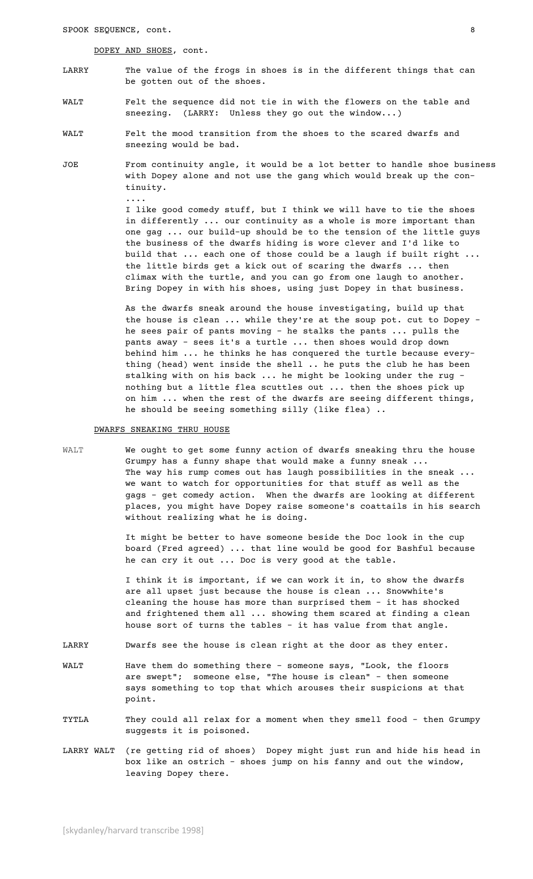DOPEY AND SHOES, cont.

LARRY The value of the frogs in shoes is in the different things that can be gotten out of the shoes.

WALT Felt the sequence did not tie in with the flowers on the table and sneezing. (LARRY: Unless they go out the window...)

WALT Felt the mood transition from the shoes to the scared dwarfs and sneezing would be bad.

JOE From continuity angle, it would be a lot better to handle shoe business with Dopey alone and not use the gang which would break up the continuity.

....

I like good comedy stuff, but I think we will have to tie the shoes in differently ... our continuity as a whole is more important than one gag ... our build-up should be to the tension of the little guys the business of the dwarfs hiding is wore clever and I'd like to build that ... each one of those could be a laugh if built right ... the little birds get a kick out of scaring the dwarfs ... then climax with the turtle, and you can go from one laugh to another. Bring Dopey in with his shoes, using just Dopey in that business.

As the dwarfs sneak around the house investigating, build up that the house is clean ... while they're at the soup pot. cut to Dopey - he sees pair of pants moving - he stalks the pants ... pulls the pants away - sees it's a turtle ... then shoes would drop down behind him ... he thinks he has conquered the turtle because everything (head) went inside the shell .. he puts the club he has been stalking with on his back ... he might be looking under the rug - nothing but a little flea scuttles out ... then the shoes pick up on him ... when the rest of the dwarfs are seeing different things, he should be seeing something silly (like flea) ..

DWARFS SNEAKING THRU HOUSE

WALT We ought to get some funny action of dwarfs sneaking thru the house Grumpy has a funny shape that would make a funny sneak ... The way his rump comes out has laugh possibilities in the sneak ... we want to watch for opportunities for that stuff as well as the gags - get comedy action. When the dwarfs are looking at different places, you might have Dopey raise someone's coattails in his search without realizing what he is doing.

It might be better to have someone beside the Doc look in the cup board (Fred agreed) ... that line would be good for Bashful because he can cry it out ... Doc is very good at the table.

I think it is important, if we can work it in, to show the dwarfs are all upset just because the house is clean ... Snowwhite's cleaning the house has more than surprised them - it has shocked and frightened them all ... showing them scared at finding a clean house sort of turns the tables - it has value from that angle.

LARRY Dwarfs see the house is clean right at the door as they enter.

WALT Have them do something there - someone says, "Look, the floors are swept"; someone else, "The house is clean" - then someone says something to top that which arouses their suspicions at that point.

TYTLA They could all relax for a moment when they smell food - then Grumpy suggests it is poisoned.

LARRY WALT (re getting rid of shoes) Dopey might just run and hide his head in box like an ostrich - shoes jump on his fanny and out the window, leaving Dopey there.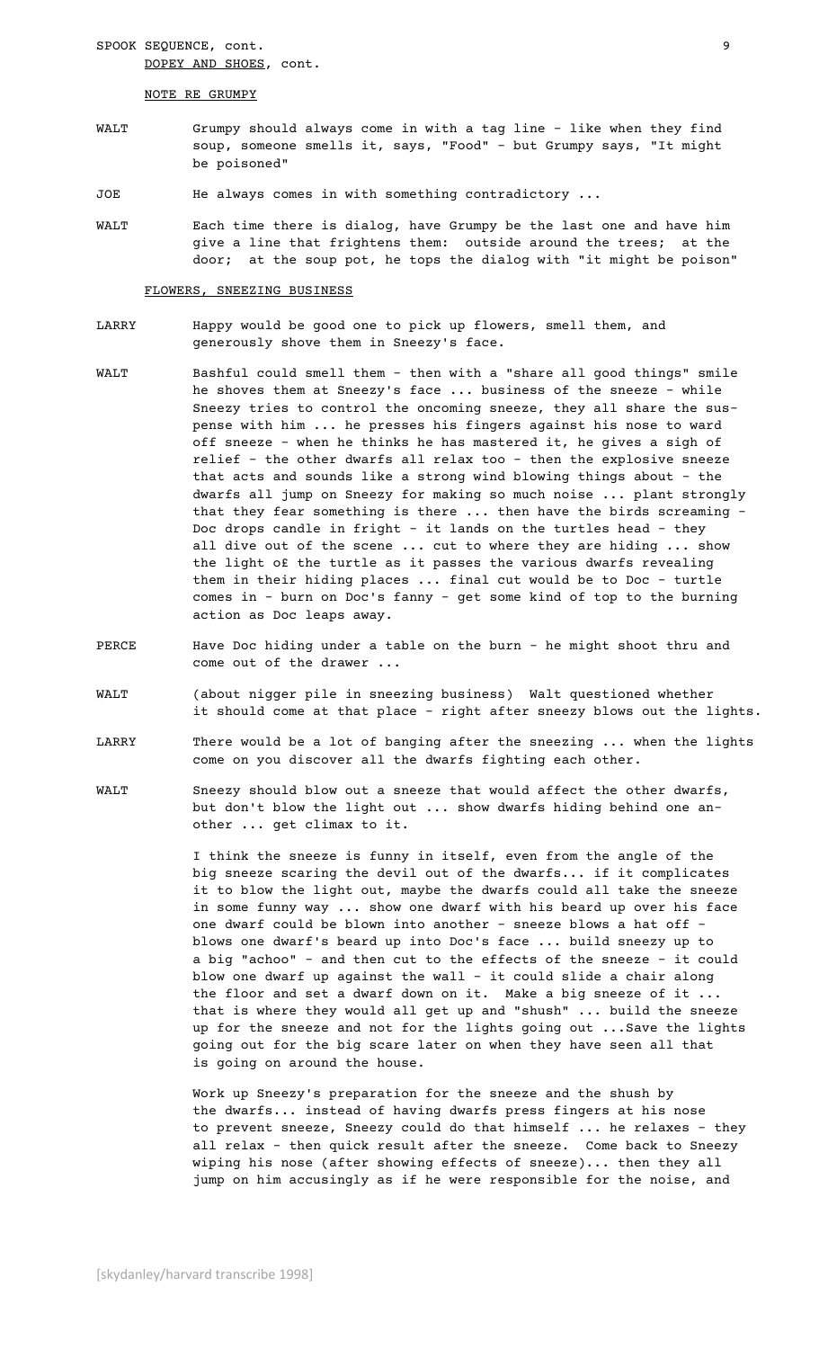SPOOK SEQUENCE, cont.
DOPEY AND SHOES, cont.

NOTE RE GRUMPY

WALT Grumpy should always come in with a tag line - like when they find soup, someone smells it, says, "Food" - but Grumpy says, "It might be poisoned"

JOE He always comes in with something contradictory ...

WALT Each time there is dialog, have Grumpy be the last one and have him give a line that frightens them: outside around the trees; at the door; at the soup pot, he tops the dialog with "it might be poison"

FLOWERS, SNEEZING BUSINESS

LARRY Happy would be good one to pick up flowers, smell them, and generously shove them in Sneezy's face.

WALT Bashful could smell them - then with a "share all good things" smile he shoves them at Sneezy's face ... business of the sneeze - while Sneezy tries to control the oncoming sneeze, they all share the suspense with him ... he presses his fingers against his nose to ward off sneeze - when he thinks he has mastered it, he gives a sigh of relief - the other dwarfs all relax too - then the explosive sneeze that acts and sounds like a strong wind blowing things about - the dwarfs all jump on Sneezy for making so much noise ... plant strongly that they fear something is there ... then have the birds screaming - Doc drops candle in fright - it lands on the turtles head - they all dive out of the scene ... cut to where they are hiding ... show the light of the turtle as it passes the various dwarfs revealing them in their hiding places ... final cut would be to Doc - turtle comes in - burn on Doc's fanny - get some kind of top to the burning action as Doc leaps away.

PERCE Have Doc hiding under a table on the burn - he might shoot thru and come out of the drawer ...

WALT (about nigger pile in sneezing business) Walt questioned whether it should come at that place - right after sneezy blows out the lights.

LARRY There would be a lot of banging after the sneezing ... when the lights come on you discover all the dwarfs fighting each other.

WALT Sneezy should blow out a sneeze that would affect the other dwarfs, but don't blow the light out ... show dwarfs hiding behind one another ... get climax to it.

I think the sneeze is funny in itself, even from the angle of the big sneeze scaring the devil out of the dwarfs... if it complicates it to blow the light out, maybe the dwarfs could all take the sneeze in some funny way ... show one dwarf with his beard up over his face one dwarf could be blown into another - sneeze blows a hat off - blows one dwarf's beard up into Doc's face ... build sneezy up to a big "achoo" - and then cut to the effects of the sneeze - it could blow one dwarf up against the wall - it could slide a chair along the floor and set a dwarf down on it. Make a big sneeze of it ... that is where they would all get up and "shush" ... build the sneeze up for the sneeze and not for the lights going out ...Save the lights going out for the big scare later on when they have seen all that is going on around the house.

Work up Sneezy's preparation for the sneeze and the shush by the dwarfs... instead of having dwarfs press fingers at his nose to prevent sneeze, Sneezy could do that himself ... he relaxes - they all relax - then quick result after the sneeze. Come back to Sneezy wiping his nose (after showing effects of sneeze)... then they all jump on him accusingly as if he were responsible for the noise, and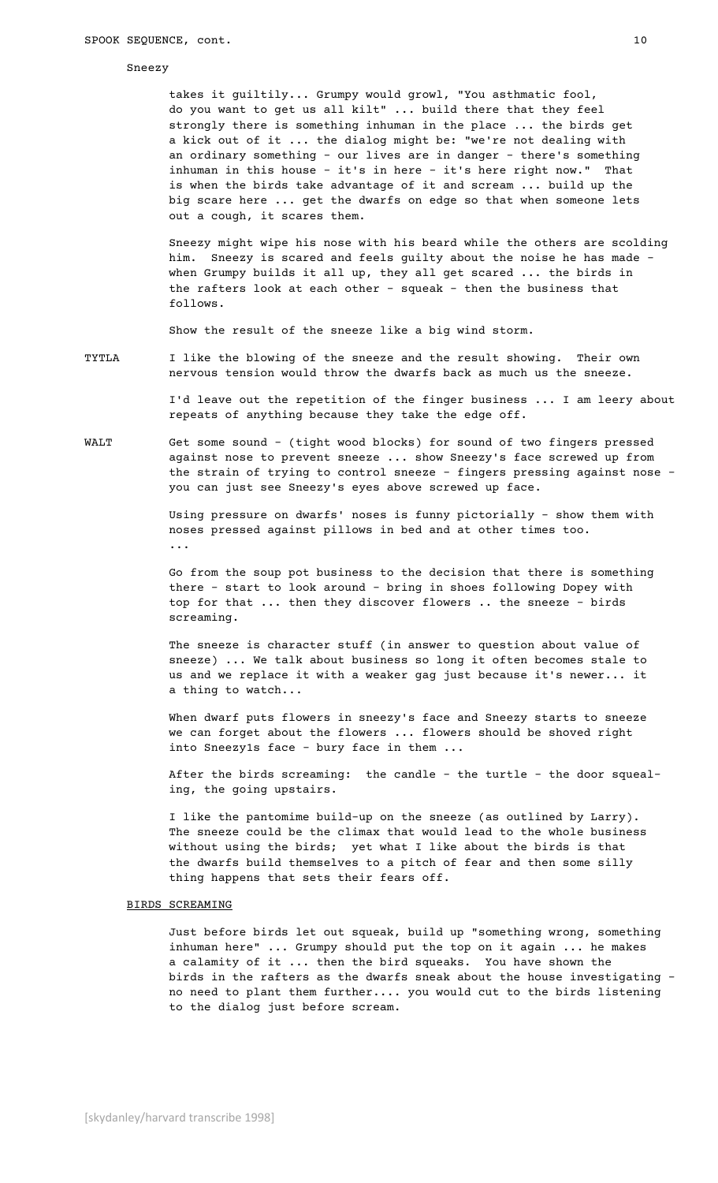Sneezy

takes it guiltily... Grumpy would growl, "You asthmatic fool, do you want to get us all kilt" ... build there that they feel strongly there is something inhuman in the place ... the birds get a kick out of it ... the dialog might be: "we're not dealing with an ordinary something - our lives are in danger - there's something inhuman in this house - it's in here - it's here right now." That is when the birds take advantage of it and scream ... build up the big scare here ... get the dwarfs on edge so that when someone lets out a cough, it scares them.

Sneezy might wipe his nose with his beard while the others are scolding him. Sneezy is scared and feels guilty about the noise he has made - when Grumpy builds it all up, they all get scared ... the birds in the rafters look at each other - squeak - then the business that follows.

Show the result of the sneeze like a big wind storm.

**TYTLA** I like the blowing of the sneeze and the result showing. Their own nervous tension would throw the dwarfs back as much us the sneeze.

I'd leave out the repetition of the finger business ... I am leery about repeats of anything because they take the edge off.

**WALT** Get some sound - (tight wood blocks) for sound of two fingers pressed against nose to prevent sneeze ... show Sneezy's face screwed up from the strain of trying to control sneeze - fingers pressing against nose - you can just see Sneezy's eyes above screwed up face.

Using pressure on dwarfs' noses is funny pictorially - show them with noses pressed against pillows in bed and at other times too.
...

Go from the soup pot business to the decision that there is something there - start to look around - bring in shoes following Dopey with top for that ... then they discover flowers .. the sneeze - birds screaming.

The sneeze is character stuff (in answer to question about value of sneeze) ... We talk about business so long it often becomes stale to us and we replace it with a weaker gag just because it's newer... it a thing to watch...

When dwarf puts flowers in sneezy's face and Sneezy starts to sneeze we can forget about the flowers ... flowers should be shoved right into Sneezy1s face - bury face in them ...

After the birds screaming: the candle - the turtle - the door squealing, the going upstairs.

I like the pantomime build-up on the sneeze (as outlined by Larry). The sneeze could be the climax that would lead to the whole business without using the birds; yet what I like about the birds is that the dwarfs build themselves to a pitch of fear and then some silly thing happens that sets their fears off.

BIRDS SCREAMING

Just before birds let out squeak, build up "something wrong, something inhuman here" ... Grumpy should put the top on it again ... he makes a calamity of it ... then the bird squeaks. You have shown the birds in the rafters as the dwarfs sneak about the house investigating - no need to plant them further.... you would cut to the birds listening to the dialog just before scream.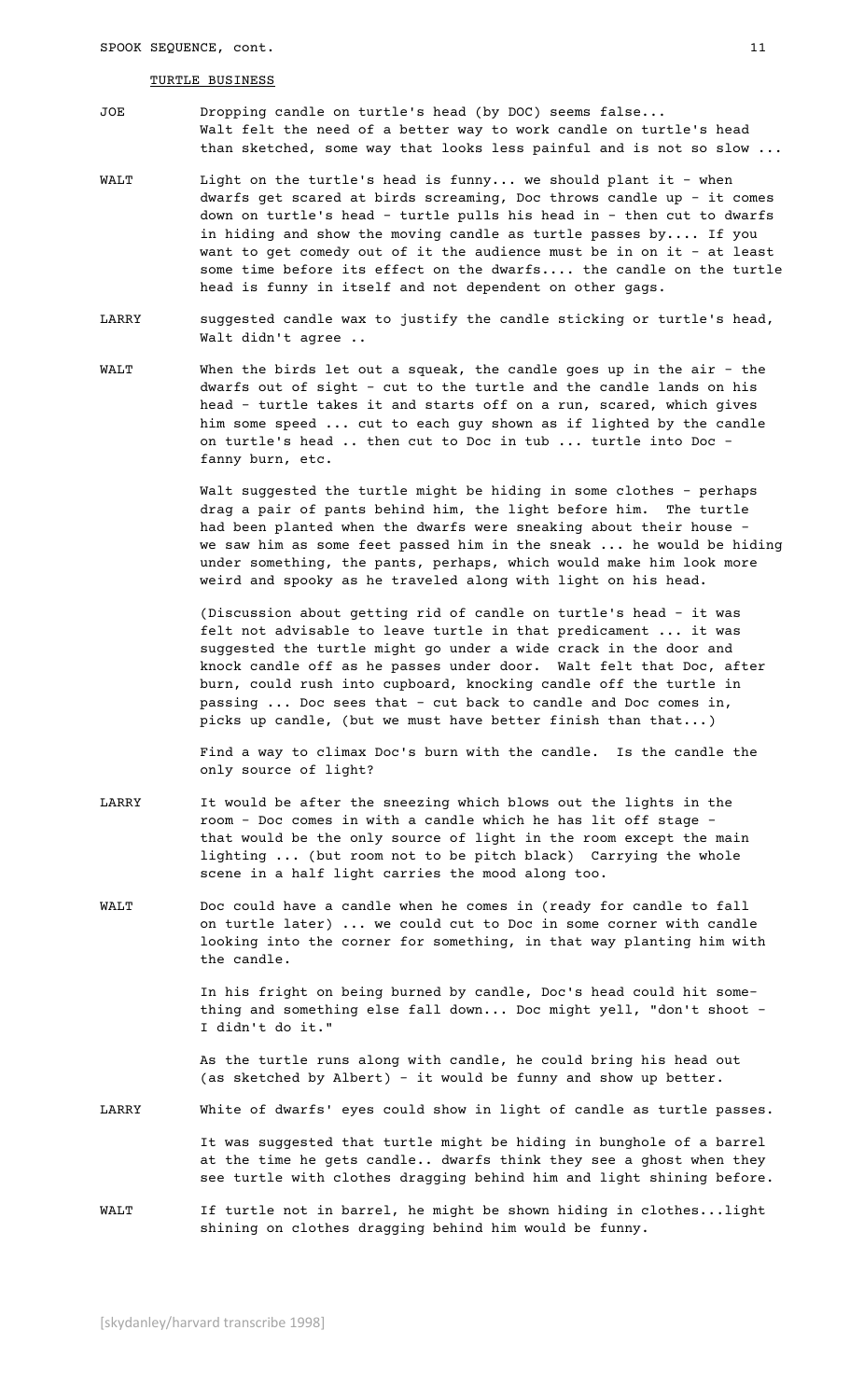TURTLE BUSINESS

**JOE** Dropping candle on turtle's head (by DOC) seems false... Walt felt the need of a better way to work candle on turtle's head than sketched, some way that looks less painful and is not so slow ...

**WALT** Light on the turtle's head is funny... we should plant it - when dwarfs get scared at birds screaming, Doc throws candle up - it comes down on turtle's head - turtle pulls his head in - then cut to dwarfs in hiding and show the moving candle as turtle passes by.... If you want to get comedy out of it the audience must be in on it - at least some time before its effect on the dwarfs.... the candle on the turtle head is funny in itself and not dependent on other gags.

**LARRY** suggested candle wax to justify the candle sticking or turtle's head, Walt didn't agree ..

**WALT** When the birds let out a squeak, the candle goes up in the air - the dwarfs out of sight - cut to the turtle and the candle lands on his head - turtle takes it and starts off on a run, scared, which gives him some speed ... cut to each guy shown as if lighted by the candle on turtle's head .. then cut to Doc in tub ... turtle into Doc - fanny burn, etc.

Walt suggested the turtle might be hiding in some clothes - perhaps drag a pair of pants behind him, the light before him. The turtle had been planted when the dwarfs were sneaking about their house - we saw him as some feet passed him in the sneak ... he would be hiding under something, the pants, perhaps, which would make him look more weird and spooky as he traveled along with light on his head.

(Discussion about getting rid of candle on turtle's head - it was felt not advisable to leave turtle in that predicament ... it was suggested the turtle might go under a wide crack in the door and knock candle off as he passes under door. Walt felt that Doc, after burn, could rush into cupboard, knocking candle off the turtle in passing ... Doc sees that - cut back to candle and Doc comes in, picks up candle, (but we must have better finish than that...)

Find a way to climax Doc's burn with the candle. Is the candle the only source of light?

**LARRY** It would be after the sneezing which blows out the lights in the room - Doc comes in with a candle which he has lit off stage - that would be the only source of light in the room except the main lighting ... (but room not to be pitch black) Carrying the whole scene in a half light carries the mood along too.

**WALT** Doc could have a candle when he comes in (ready for candle to fall on turtle later) ... we could cut to Doc in some corner with candle looking into the corner for something, in that way planting him with the candle.

In his fright on being burned by candle, Doc's head could hit something and something else fall down... Doc might yell, "don't shoot - I didn't do it."

As the turtle runs along with candle, he could bring his head out (as sketched by Albert) - it would be funny and show up better.

**LARRY** White of dwarfs' eyes could show in light of candle as turtle passes.

It was suggested that turtle might be hiding in bunghole of a barrel at the time he gets candle.. dwarfs think they see a ghost when they see turtle with clothes dragging behind him and light shining before.

**WALT** If turtle not in barrel, he might be shown hiding in clothes...light shining on clothes dragging behind him would be funny.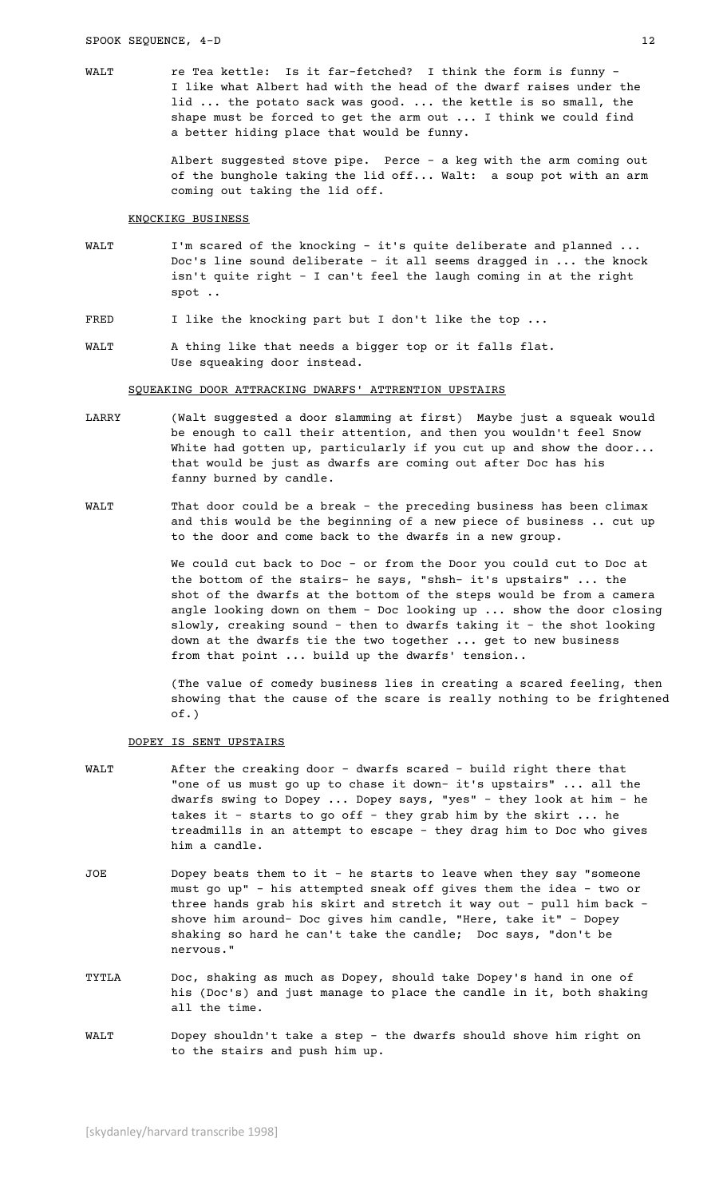WALT re Tea kettle: Is it far-fetched? I think the form is funny - I like what Albert had with the head of the dwarf raises under the lid ... the potato sack was good. ... the kettle is so small, the shape must be forced to get the arm out ... I think we could find a better hiding place that would be funny.

Albert suggested stove pipe. Perce - a keg with the arm coming out of the bunghole taking the lid off... Walt: a soup pot with an arm coming out taking the lid off.

KNOCKIKG BUSINESS

WALT I'm scared of the knocking - it's quite deliberate and planned ... Doc's line sound deliberate - it all seems dragged in ... the knock isn't quite right - I can't feel the laugh coming in at the right spot ..

FRED I like the knocking part but I don't like the top ...

WALT A thing like that needs a bigger top or it falls flat. Use squeaking door instead.

SQUEAKING DOOR ATTRACKING DWARFS' ATTRENTION UPSTAIRS

LARRY (Walt suggested a door slamming at first) Maybe just a squeak would be enough to call their attention, and then you wouldn't feel Snow White had gotten up, particularly if you cut up and show the door... that would be just as dwarfs are coming out after Doc has his fanny burned by candle.

WALT That door could be a break - the preceding business has been climax and this would be the beginning of a new piece of business .. cut up to the door and come back to the dwarfs in a new group.

We could cut back to Doc - or from the Door you could cut to Doc at the bottom of the stairs- he says, "shsh- it's upstairs" ... the shot of the dwarfs at the bottom of the steps would be from a camera angle looking down on them - Doc looking up ... show the door closing slowly, creaking sound - then to dwarfs taking it - the shot looking down at the dwarfs tie the two together ... get to new business from that point ... build up the dwarfs' tension..

(The value of comedy business lies in creating a scared feeling, then showing that the cause of the scare is really nothing to be frightened of.)

DOPEY IS SENT UPSTAIRS

WALT After the creaking door - dwarfs scared - build right there that "one of us must go up to chase it down- it's upstairs" ... all the dwarfs swing to Dopey ... Dopey says, "yes" - they look at him - he takes it - starts to go off - they grab him by the skirt ... he treadmills in an attempt to escape - they drag him to Doc who gives him a candle.

JOE Dopey beats them to it - he starts to leave when they say "someone must go up" - his attempted sneak off gives them the idea - two or three hands grab his skirt and stretch it way out - pull him back - shove him around- Doc gives him candle, "Here, take it" - Dopey shaking so hard he can't take the candle; Doc says, "don't be nervous."

TYTLA Doc, shaking as much as Dopey, should take Dopey's hand in one of his (Doc's) and just manage to place the candle in it, both shaking all the time.

WALT Dopey shouldn't take a step - the dwarfs should shove him right on to the stairs and push him up.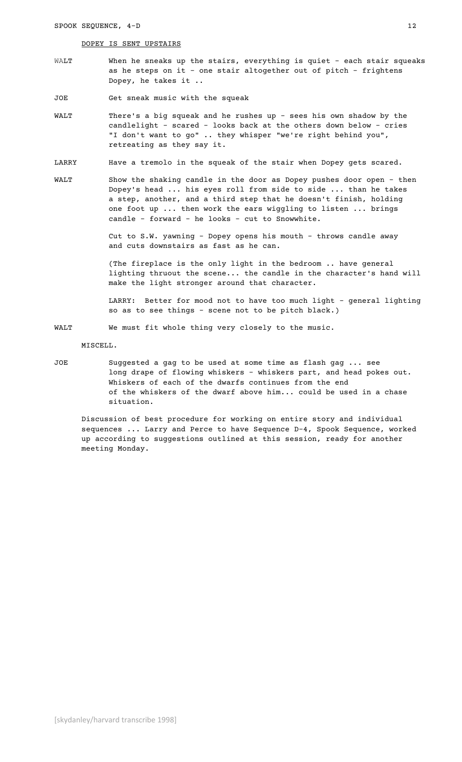DOPEY IS SENT UPSTAIRS

WALT When he sneaks up the stairs, everything is quiet - each stair squeaks as he steps on it - one stair altogether out of pitch - frightens Dopey, he takes it ..

JOE Get sneak music with the squeak

WALT There's a big squeak and he rushes up - sees his own shadow by the candlelight - scared - looks back at the others down below - cries "I don't want to go" .. they whisper "we're right behind you", retreating as they say it.

LARRY Have a tremolo in the squeak of the stair when Dopey gets scared.

WALT Show the shaking candle in the door as Dopey pushes door open - then Dopey's head ... his eyes roll from side to side ... than he takes a step, another, and a third step that he doesn't finish, holding one foot up ... then work the ears wiggling to listen ... brings candle - forward - he looks - cut to Snowwhite.

Cut to S.W. yawning - Dopey opens his mouth - throws candle away and cuts downstairs as fast as he can.

(The fireplace is the only light in the bedroom .. have general lighting thruout the scene... the candle in the character's hand will make the light stronger around that character.

LARRY: Better for mood not to have too much light - general lighting so as to see things - scene not to be pitch black.)

WALT We must fit whole thing very closely to the music.

MISCELL.

JOE Suggested a gag to be used at some time as flash gag ... see long drape of flowing whiskers - whiskers part, and head pokes out. Whiskers of each of the dwarfs continues from the end of the whiskers of the dwarf above him... could be used in a chase situation.

Discussion of best procedure for working on entire story and individual sequences ... Larry and Perce to have Sequence D-4, Spook Sequence, worked up according to suggestions outlined at this session, ready for another meeting Monday.

[skydanley/harvard transcribe 1998]